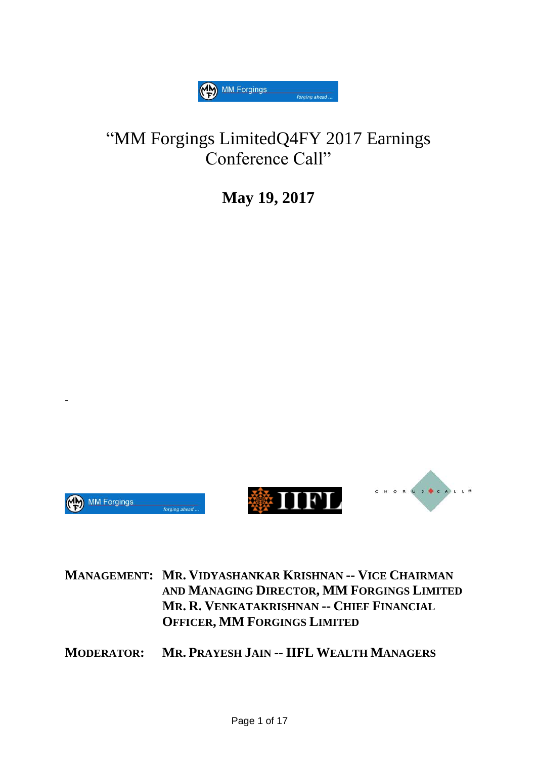# "MM Forgings LimitedQ4FY 2017 Earnings Conference Call"

## May 19, 2017

-

**MANAGEMENT:** **MR. VIDYASHANKAR KRISHNAN -- VICE CHAIRMAN AND MANAGING DIRECTOR, MM FORGINGS LIMITED**
**MR. R. VENKATAKRISHNAN -- CHIEF FINANCIAL OFFICER, MM FORGINGS LIMITED**

**MODERATOR:** **MR. PRAYESH JAIN -- IIFL WEALTH MANAGERS**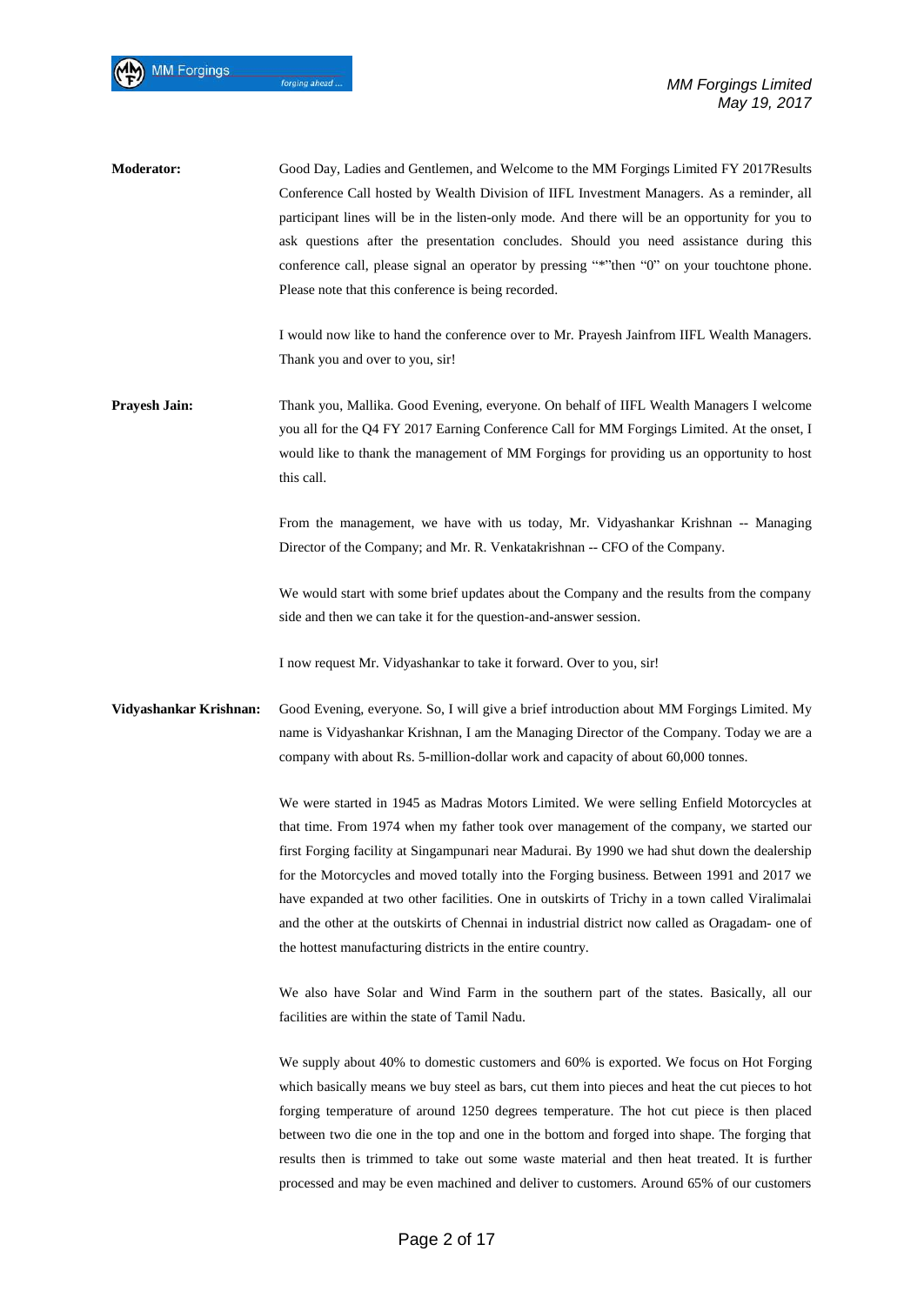**Moderator:** Good Day, Ladies and Gentlemen, and Welcome to the MM Forgings Limited FY 2017Results Conference Call hosted by Wealth Division of IIFL Investment Managers. As a reminder, all participant lines will be in the listen-only mode. And there will be an opportunity for you to ask questions after the presentation concludes. Should you need assistance during this conference call, please signal an operator by pressing "*"then "0" on your touchtone phone. Please note that this conference is being recorded.

I would now like to hand the conference over to Mr. Prayesh Jainfrom IIFL Wealth Managers. Thank you and over to you, sir!

**Prayesh Jain:** Thank you, Mallika. Good Evening, everyone. On behalf of IIFL Wealth Managers I welcome you all for the Q4 FY 2017 Earning Conference Call for MM Forgings Limited. At the onset, I would like to thank the management of MM Forgings for providing us an opportunity to host this call.

From the management, we have with us today, Mr. Vidyashankar Krishnan -- Managing Director of the Company; and Mr. R. Venkatakrishnan -- CFO of the Company.

We would start with some brief updates about the Company and the results from the company side and then we can take it for the question-and-answer session.

I now request Mr. Vidyashankar to take it forward. Over to you, sir!

**Vidyashankar Krishnan:** Good Evening, everyone. So, I will give a brief introduction about MM Forgings Limited. My name is Vidyashankar Krishnan, I am the Managing Director of the Company. Today we are a company with about Rs. 5-million-dollar work and capacity of about 60,000 tonnes.

We were started in 1945 as Madras Motors Limited. We were selling Enfield Motorcycles at that time. From 1974 when my father took over management of the company, we started our first Forging facility at Singampunari near Madurai. By 1990 we had shut down the dealership for the Motorcycles and moved totally into the Forging business. Between 1991 and 2017 we have expanded at two other facilities. One in outskirts of Trichy in a town called Viralimalai and the other at the outskirts of Chennai in industrial district now called as Oragadam- one of the hottest manufacturing districts in the entire country.

We also have Solar and Wind Farm in the southern part of the states. Basically, all our facilities are within the state of Tamil Nadu.

We supply about 40% to domestic customers and 60% is exported. We focus on Hot Forging which basically means we buy steel as bars, cut them into pieces and heat the cut pieces to hot forging temperature of around 1250 degrees temperature. The hot cut piece is then placed between two die one in the top and one in the bottom and forged into shape. The forging that results then is trimmed to take out some waste material and then heat treated. It is further processed and may be even machined and deliver to customers. Around 65% of our customers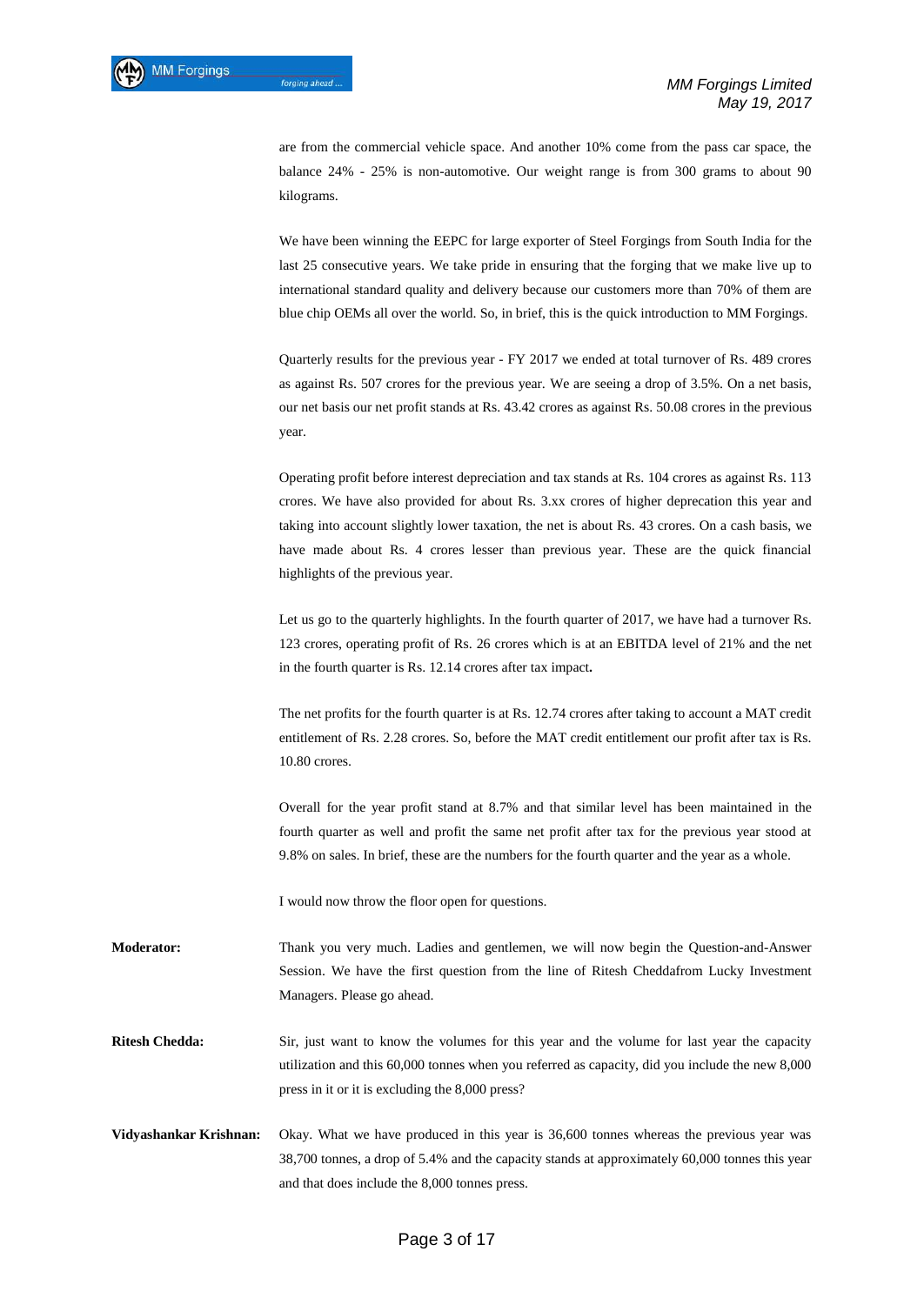are from the commercial vehicle space. And another 10% come from the pass car space, the balance 24% - 25% is non-automotive. Our weight range is from 300 grams to about 90 kilograms.

We have been winning the EEPC for large exporter of Steel Forgings from South India for the last 25 consecutive years. We take pride in ensuring that the forging that we make live up to international standard quality and delivery because our customers more than 70% of them are blue chip OEMs all over the world. So, in brief, this is the quick introduction to MM Forgings.

Quarterly results for the previous year - FY 2017 we ended at total turnover of Rs. 489 crores as against Rs. 507 crores for the previous year. We are seeing a drop of 3.5%. On a net basis, our net basis our net profit stands at Rs. 43.42 crores as against Rs. 50.08 crores in the previous year.

Operating profit before interest depreciation and tax stands at Rs. 104 crores as against Rs. 113 crores. We have also provided for about Rs. 3.xx crores of higher deprecation this year and taking into account slightly lower taxation, the net is about Rs. 43 crores. On a cash basis, we have made about Rs. 4 crores lesser than previous year. These are the quick financial highlights of the previous year.

Let us go to the quarterly highlights. In the fourth quarter of 2017, we have had a turnover Rs. 123 crores, operating profit of Rs. 26 crores which is at an EBITDA level of 21% and the net in the fourth quarter is Rs. 12.14 crores after tax impact**.**

The net profits for the fourth quarter is at Rs. 12.74 crores after taking to account a MAT credit entitlement of Rs. 2.28 crores. So, before the MAT credit entitlement our profit after tax is Rs. 10.80 crores.

Overall for the year profit stand at 8.7% and that similar level has been maintained in the fourth quarter as well and profit the same net profit after tax for the previous year stood at 9.8% on sales. In brief, these are the numbers for the fourth quarter and the year as a whole.

I would now throw the floor open for questions.

**Moderator:** Thank you very much. Ladies and gentlemen, we will now begin the Question-and-Answer Session. We have the first question from the line of Ritesh Cheddafrom Lucky Investment Managers. Please go ahead.

**Ritesh Chedda:** Sir, just want to know the volumes for this year and the volume for last year the capacity utilization and this 60,000 tonnes when you referred as capacity, did you include the new 8,000 press in it or it is excluding the 8,000 press?

**Vidyashankar Krishnan:** Okay. What we have produced in this year is 36,600 tonnes whereas the previous year was 38,700 tonnes, a drop of 5.4% and the capacity stands at approximately 60,000 tonnes this year and that does include the 8,000 tonnes press.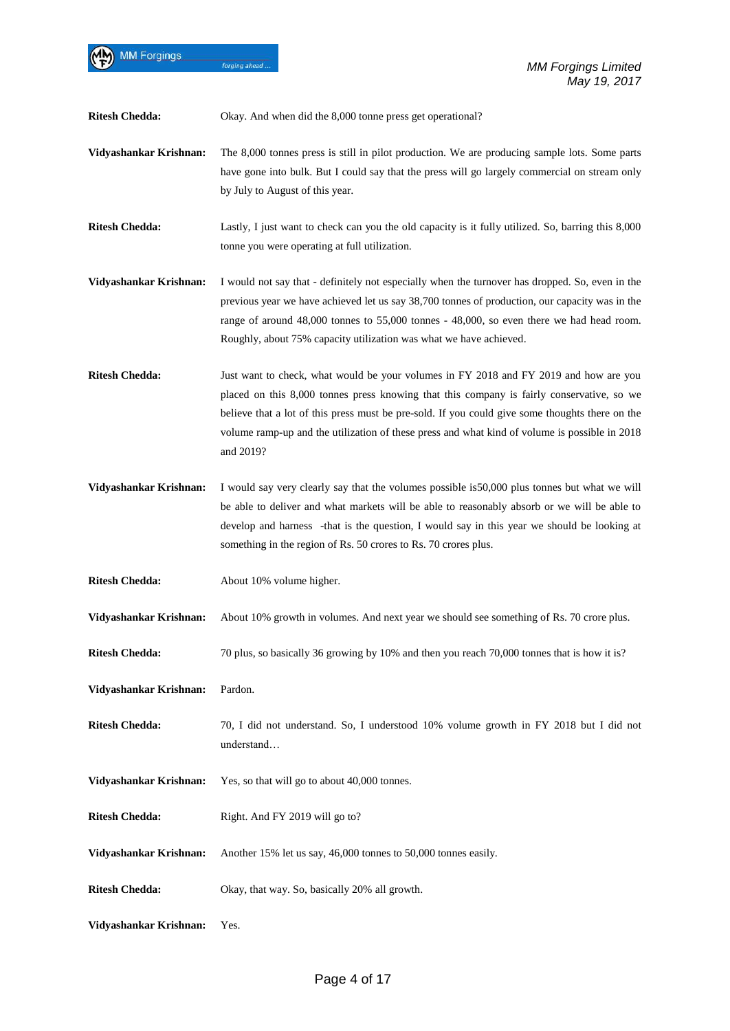**Ritesh Chedda:** Okay. And when did the 8,000 tonne press get operational?

**Vidyashankar Krishnan:** The 8,000 tonnes press is still in pilot production. We are producing sample lots. Some parts have gone into bulk. But I could say that the press will go largely commercial on stream only by July to August of this year.

**Ritesh Chedda:** Lastly, I just want to check can you the old capacity is it fully utilized. So, barring this 8,000 tonne you were operating at full utilization.

**Vidyashankar Krishnan:** I would not say that - definitely not especially when the turnover has dropped. So, even in the previous year we have achieved let us say 38,700 tonnes of production, our capacity was in the range of around 48,000 tonnes to 55,000 tonnes - 48,000, so even there we had head room. Roughly, about 75% capacity utilization was what we have achieved.

**Ritesh Chedda:** Just want to check, what would be your volumes in FY 2018 and FY 2019 and how are you placed on this 8,000 tonnes press knowing that this company is fairly conservative, so we believe that a lot of this press must be pre-sold. If you could give some thoughts there on the volume ramp-up and the utilization of these press and what kind of volume is possible in 2018 and 2019?

**Vidyashankar Krishnan:** I would say very clearly say that the volumes possible is50,000 plus tonnes but what we will be able to deliver and what markets will be able to reasonably absorb or we will be able to develop and harness -that is the question, I would say in this year we should be looking at something in the region of Rs. 50 crores to Rs. 70 crores plus.

**Ritesh Chedda:** About 10% volume higher.

**Vidyashankar Krishnan:** About 10% growth in volumes. And next year we should see something of Rs. 70 crore plus.

**Ritesh Chedda:** 70 plus, so basically 36 growing by 10% and then you reach 70,000 tonnes that is how it is?

**Vidyashankar Krishnan:** Pardon.

**Ritesh Chedda:** 70, I did not understand. So, I understood 10% volume growth in FY 2018 but I did not understand…

**Vidyashankar Krishnan:** Yes, so that will go to about 40,000 tonnes.

**Ritesh Chedda:** Right. And FY 2019 will go to?

**Vidyashankar Krishnan:** Another 15% let us say, 46,000 tonnes to 50,000 tonnes easily.

**Ritesh Chedda:** Okay, that way. So, basically 20% all growth.

**Vidyashankar Krishnan:** Yes.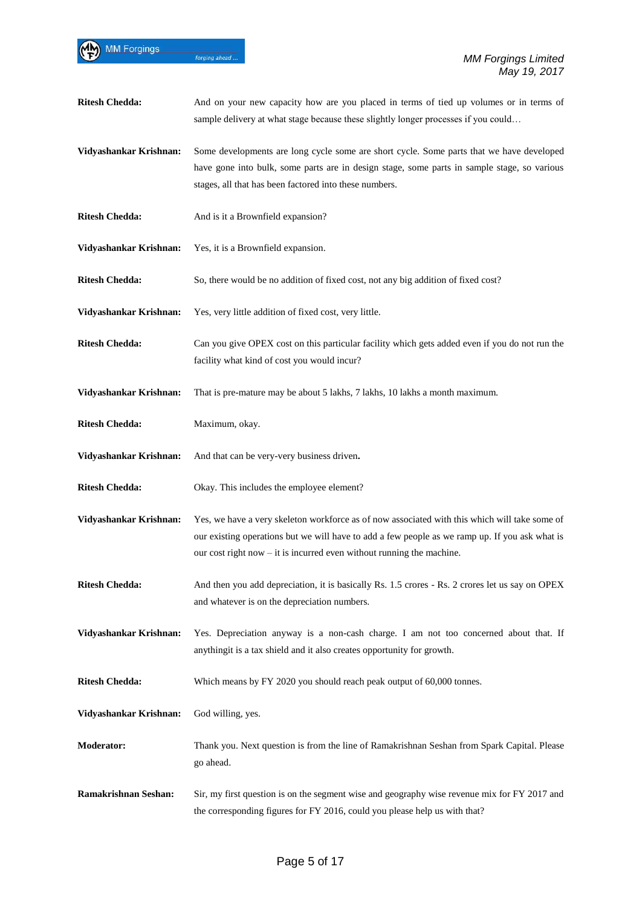**Ritesh Chedda:** And on your new capacity how are you placed in terms of tied up volumes or in terms of sample delivery at what stage because these slightly longer processes if you could…

**Vidyashankar Krishnan:** Some developments are long cycle some are short cycle. Some parts that we have developed have gone into bulk, some parts are in design stage, some parts in sample stage, so various stages, all that has been factored into these numbers.

**Ritesh Chedda:** And is it a Brownfield expansion?

**Vidyashankar Krishnan:** Yes, it is a Brownfield expansion.

**Ritesh Chedda:** So, there would be no addition of fixed cost, not any big addition of fixed cost?

**Vidyashankar Krishnan:** Yes, very little addition of fixed cost, very little.

**Ritesh Chedda:** Can you give OPEX cost on this particular facility which gets added even if you do not run the facility what kind of cost you would incur?

**Vidyashankar Krishnan:** That is pre-mature may be about 5 lakhs, 7 lakhs, 10 lakhs a month maximum.

**Ritesh Chedda:** Maximum, okay.

**Vidyashankar Krishnan:** And that can be very-very business driven**.**

**Ritesh Chedda:** Okay. This includes the employee element?

**Vidyashankar Krishnan:** Yes, we have a very skeleton workforce as of now associated with this which will take some of our existing operations but we will have to add a few people as we ramp up. If you ask what is our cost right now – it is incurred even without running the machine.

**Ritesh Chedda:** And then you add depreciation, it is basically Rs. 1.5 crores - Rs. 2 crores let us say on OPEX and whatever is on the depreciation numbers.

**Vidyashankar Krishnan:** Yes. Depreciation anyway is a non-cash charge. I am not too concerned about that. If anythingit is a tax shield and it also creates opportunity for growth.

**Ritesh Chedda:** Which means by FY 2020 you should reach peak output of 60,000 tonnes.

**Vidyashankar Krishnan:** God willing, yes.

**Moderator:** Thank you. Next question is from the line of Ramakrishnan Seshan from Spark Capital. Please go ahead.

**Ramakrishnan Seshan:** Sir, my first question is on the segment wise and geography wise revenue mix for FY 2017 and the corresponding figures for FY 2016, could you please help us with that?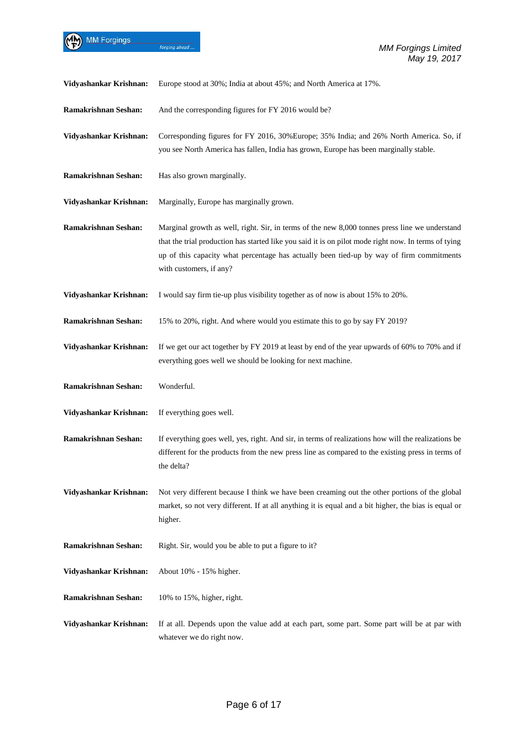**Vidyashankar Krishnan:** Europe stood at 30%; India at about 45%; and North America at 17%.

**Ramakrishnan Seshan:** And the corresponding figures for FY 2016 would be?

**Vidyashankar Krishnan:** Corresponding figures for FY 2016, 30%Europe; 35% India; and 26% North America. So, if you see North America has fallen, India has grown, Europe has been marginally stable.

**Ramakrishnan Seshan:** Has also grown marginally.

**Vidyashankar Krishnan:** Marginally, Europe has marginally grown.

**Ramakrishnan Seshan:** Marginal growth as well, right. Sir, in terms of the new 8,000 tonnes press line we understand that the trial production has started like you said it is on pilot mode right now. In terms of tying up of this capacity what percentage has actually been tied-up by way of firm commitments with customers, if any?

**Vidyashankar Krishnan:** I would say firm tie-up plus visibility together as of now is about 15% to 20%.

**Ramakrishnan Seshan:** 15% to 20%, right. And where would you estimate this to go by say FY 2019?

**Vidyashankar Krishnan:** If we get our act together by FY 2019 at least by end of the year upwards of 60% to 70% and if everything goes well we should be looking for next machine.

**Ramakrishnan Seshan:** Wonderful.

**Vidyashankar Krishnan:** If everything goes well.

**Ramakrishnan Seshan:** If everything goes well, yes, right. And sir, in terms of realizations how will the realizations be different for the products from the new press line as compared to the existing press in terms of the delta?

**Vidyashankar Krishnan:** Not very different because I think we have been creaming out the other portions of the global market, so not very different. If at all anything it is equal and a bit higher, the bias is equal or higher.

**Ramakrishnan Seshan:** Right. Sir, would you be able to put a figure to it?

**Vidyashankar Krishnan:** About 10% - 15% higher.

**Ramakrishnan Seshan:** 10% to 15%, higher, right.

**Vidyashankar Krishnan:** If at all. Depends upon the value add at each part, some part. Some part will be at par with whatever we do right now.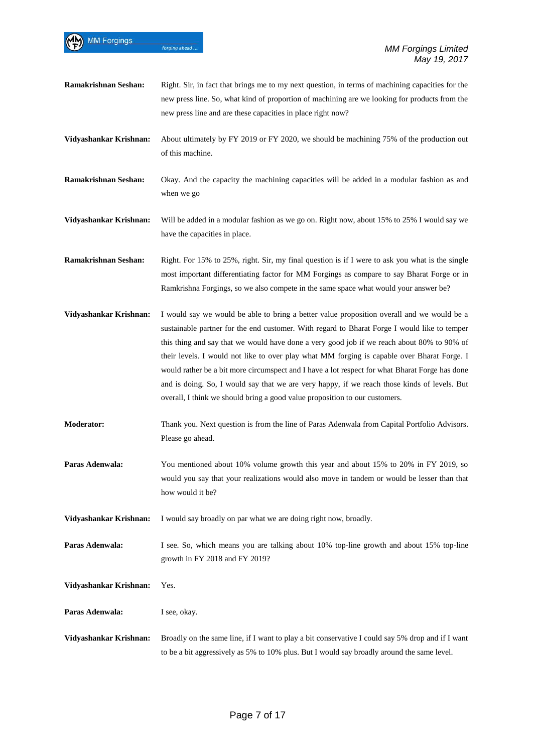**Ramakrishnan Seshan:** Right. Sir, in fact that brings me to my next question, in terms of machining capacities for the new press line. So, what kind of proportion of machining are we looking for products from the new press line and are these capacities in place right now?

**Vidyashankar Krishnan:** About ultimately by FY 2019 or FY 2020, we should be machining 75% of the production out of this machine.

**Ramakrishnan Seshan:** Okay. And the capacity the machining capacities will be added in a modular fashion as and when we go

**Vidyashankar Krishnan:** Will be added in a modular fashion as we go on. Right now, about 15% to 25% I would say we have the capacities in place.

**Ramakrishnan Seshan:** Right. For 15% to 25%, right. Sir, my final question is if I were to ask you what is the single most important differentiating factor for MM Forgings as compare to say Bharat Forge or in Ramkrishna Forgings, so we also compete in the same space what would your answer be?

**Vidyashankar Krishnan:** I would say we would be able to bring a better value proposition overall and we would be a sustainable partner for the end customer. With regard to Bharat Forge I would like to temper this thing and say that we would have done a very good job if we reach about 80% to 90% of their levels. I would not like to over play what MM forging is capable over Bharat Forge. I would rather be a bit more circumspect and I have a lot respect for what Bharat Forge has done and is doing. So, I would say that we are very happy, if we reach those kinds of levels. But overall, I think we should bring a good value proposition to our customers.

**Moderator:** Thank you. Next question is from the line of Paras Adenwala from Capital Portfolio Advisors. Please go ahead.

**Paras Adenwala:** You mentioned about 10% volume growth this year and about 15% to 20% in FY 2019, so would you say that your realizations would also move in tandem or would be lesser than that how would it be?

**Vidyashankar Krishnan:** I would say broadly on par what we are doing right now, broadly.

**Paras Adenwala:** I see. So, which means you are talking about 10% top-line growth and about 15% top-line growth in FY 2018 and FY 2019?

**Vidyashankar Krishnan:** Yes.

**Paras Adenwala:** I see, okay.

**Vidyashankar Krishnan:** Broadly on the same line, if I want to play a bit conservative I could say 5% drop and if I want to be a bit aggressively as 5% to 10% plus. But I would say broadly around the same level.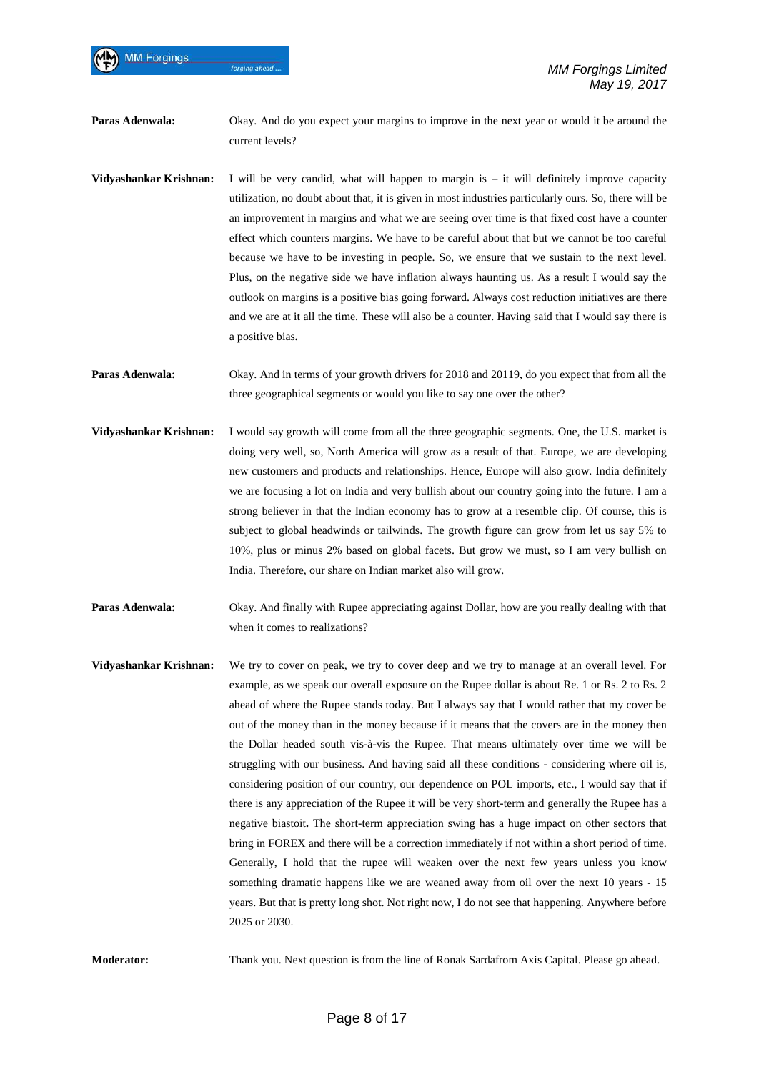**Paras Adenwala:** Okay. And do you expect your margins to improve in the next year or would it be around the current levels?

**Vidyashankar Krishnan:** I will be very candid, what will happen to margin is – it will definitely improve capacity utilization, no doubt about that, it is given in most industries particularly ours. So, there will be an improvement in margins and what we are seeing over time is that fixed cost have a counter effect which counters margins. We have to be careful about that but we cannot be too careful because we have to be investing in people. So, we ensure that we sustain to the next level. Plus, on the negative side we have inflation always haunting us. As a result I would say the outlook on margins is a positive bias going forward. Always cost reduction initiatives are there and we are at it all the time. These will also be a counter. Having said that I would say there is a positive bias**.**

**Paras Adenwala:** Okay. And in terms of your growth drivers for 2018 and 20119, do you expect that from all the three geographical segments or would you like to say one over the other?

**Vidyashankar Krishnan:** I would say growth will come from all the three geographic segments. One, the U.S. market is doing very well, so, North America will grow as a result of that. Europe, we are developing new customers and products and relationships. Hence, Europe will also grow. India definitely we are focusing a lot on India and very bullish about our country going into the future. I am a strong believer in that the Indian economy has to grow at a resemble clip. Of course, this is subject to global headwinds or tailwinds. The growth figure can grow from let us say 5% to 10%, plus or minus 2% based on global facets. But grow we must, so I am very bullish on India. Therefore, our share on Indian market also will grow.

**Paras Adenwala:** Okay. And finally with Rupee appreciating against Dollar, how are you really dealing with that when it comes to realizations?

**Vidyashankar Krishnan:** We try to cover on peak, we try to cover deep and we try to manage at an overall level. For example, as we speak our overall exposure on the Rupee dollar is about Re. 1 or Rs. 2 to Rs. 2 ahead of where the Rupee stands today. But I always say that I would rather that my cover be out of the money than in the money because if it means that the covers are in the money then the Dollar headed south vis-à-vis the Rupee. That means ultimately over time we will be struggling with our business. And having said all these conditions - considering where oil is, considering position of our country, our dependence on POL imports, etc., I would say that if there is any appreciation of the Rupee it will be very short-term and generally the Rupee has a negative biastoit**.** The short-term appreciation swing has a huge impact on other sectors that bring in FOREX and there will be a correction immediately if not within a short period of time. Generally, I hold that the rupee will weaken over the next few years unless you know something dramatic happens like we are weaned away from oil over the next 10 years - 15 years. But that is pretty long shot. Not right now, I do not see that happening. Anywhere before 2025 or 2030.

**Moderator:** Thank you. Next question is from the line of Ronak Sardafrom Axis Capital. Please go ahead.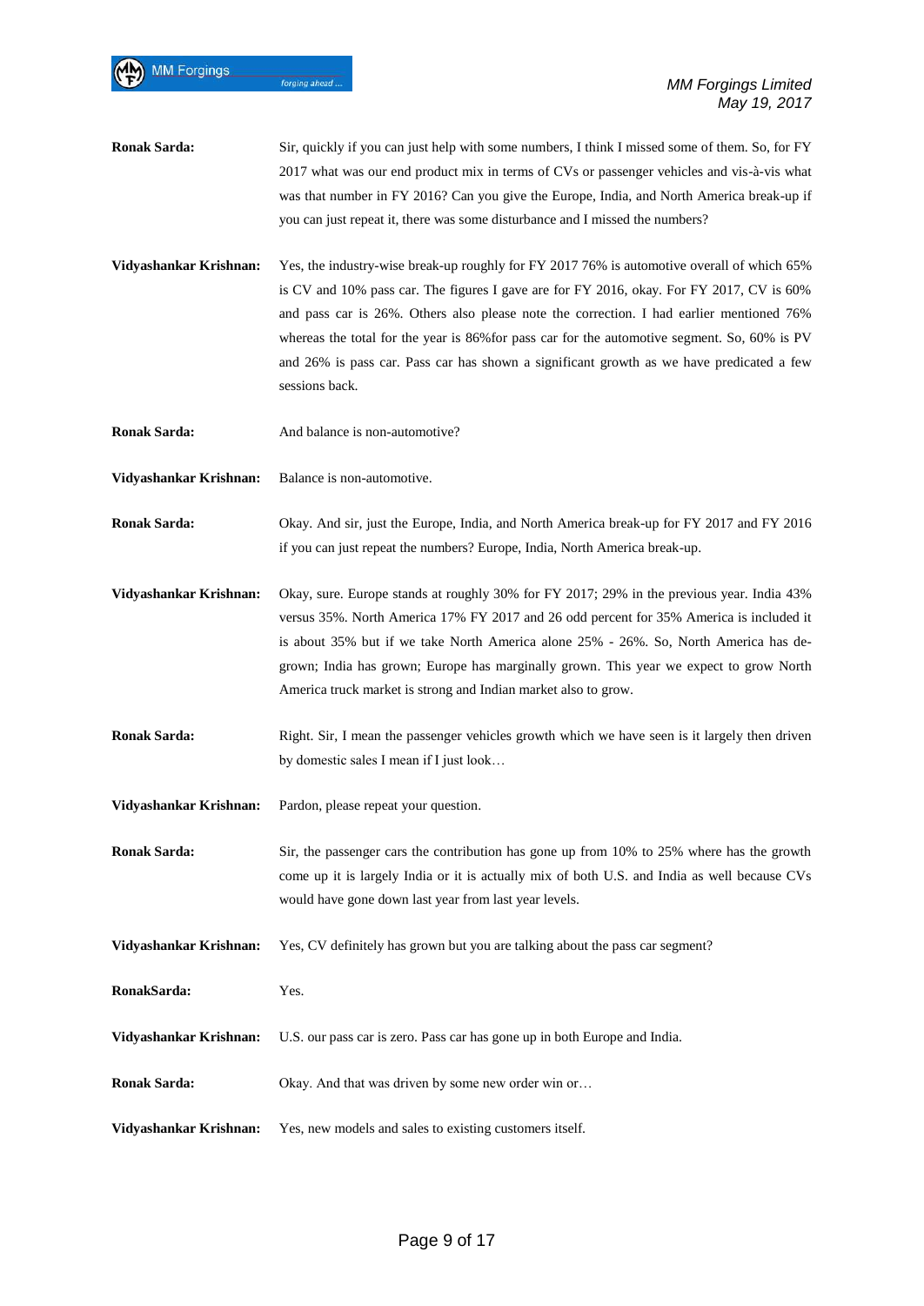**Ronak Sarda:** Sir, quickly if you can just help with some numbers, I think I missed some of them. So, for FY 2017 what was our end product mix in terms of CVs or passenger vehicles and vis-à-vis what was that number in FY 2016? Can you give the Europe, India, and North America break-up if you can just repeat it, there was some disturbance and I missed the numbers?

**Vidyashankar Krishnan:** Yes, the industry-wise break-up roughly for FY 2017 76% is automotive overall of which 65% is CV and 10% pass car. The figures I gave are for FY 2016, okay. For FY 2017, CV is 60% and pass car is 26%. Others also please note the correction. I had earlier mentioned 76% whereas the total for the year is 86%for pass car for the automotive segment. So, 60% is PV and 26% is pass car. Pass car has shown a significant growth as we have predicated a few sessions back.

**Ronak Sarda:** And balance is non-automotive?

**Vidyashankar Krishnan:** Balance is non-automotive.

**Ronak Sarda:** Okay. And sir, just the Europe, India, and North America break-up for FY 2017 and FY 2016 if you can just repeat the numbers? Europe, India, North America break-up.

**Vidyashankar Krishnan:** Okay, sure. Europe stands at roughly 30% for FY 2017; 29% in the previous year. India 43% versus 35%. North America 17% FY 2017 and 26 odd percent for 35% America is included it is about 35% but if we take North America alone 25% - 26%. So, North America has de-grown; India has grown; Europe has marginally grown. This year we expect to grow North America truck market is strong and Indian market also to grow.

**Ronak Sarda:** Right. Sir, I mean the passenger vehicles growth which we have seen is it largely then driven by domestic sales I mean if I just look…

**Vidyashankar Krishnan:** Pardon, please repeat your question.

**Ronak Sarda:** Sir, the passenger cars the contribution has gone up from 10% to 25% where has the growth come up it is largely India or it is actually mix of both U.S. and India as well because CVs would have gone down last year from last year levels.

**Vidyashankar Krishnan:** Yes, CV definitely has grown but you are talking about the pass car segment?

**RonakSarda:** Yes.

**Vidyashankar Krishnan:** U.S. our pass car is zero. Pass car has gone up in both Europe and India.

**Ronak Sarda:** Okay. And that was driven by some new order win or…

**Vidyashankar Krishnan:** Yes, new models and sales to existing customers itself.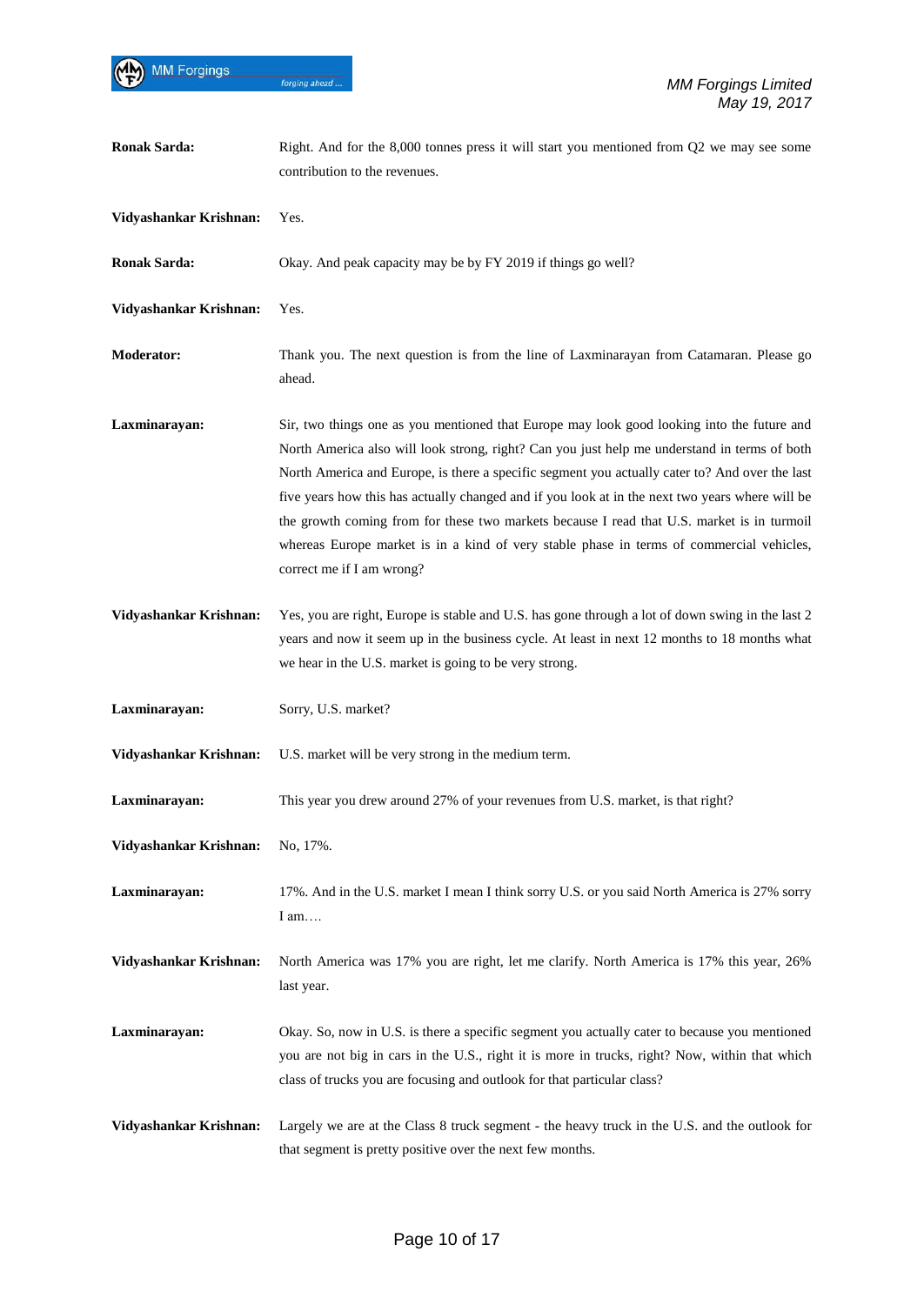**Ronak Sarda:** Right. And for the 8,000 tonnes press it will start you mentioned from Q2 we may see some contribution to the revenues.

**Vidyashankar Krishnan:** Yes.

**Ronak Sarda:** Okay. And peak capacity may be by FY 2019 if things go well?

**Vidyashankar Krishnan:** Yes.

**Moderator:** Thank you. The next question is from the line of Laxminarayan from Catamaran. Please go ahead.

**Laxminarayan:** Sir, two things one as you mentioned that Europe may look good looking into the future and North America also will look strong, right? Can you just help me understand in terms of both North America and Europe, is there a specific segment you actually cater to? And over the last five years how this has actually changed and if you look at in the next two years where will be the growth coming from for these two markets because I read that U.S. market is in turmoil whereas Europe market is in a kind of very stable phase in terms of commercial vehicles, correct me if I am wrong?

**Vidyashankar Krishnan:** Yes, you are right, Europe is stable and U.S. has gone through a lot of down swing in the last 2 years and now it seem up in the business cycle. At least in next 12 months to 18 months what we hear in the U.S. market is going to be very strong.

**Laxminarayan:** Sorry, U.S. market?

**Vidyashankar Krishnan:** U.S. market will be very strong in the medium term.

**Laxminarayan:** This year you drew around 27% of your revenues from U.S. market, is that right?

**Vidyashankar Krishnan:** No, 17%.

**Laxminarayan:** 17%. And in the U.S. market I mean I think sorry U.S. or you said North America is 27% sorry I am….

**Vidyashankar Krishnan:** North America was 17% you are right, let me clarify. North America is 17% this year, 26% last year.

**Laxminarayan:** Okay. So, now in U.S. is there a specific segment you actually cater to because you mentioned you are not big in cars in the U.S., right it is more in trucks, right? Now, within that which class of trucks you are focusing and outlook for that particular class?

**Vidyashankar Krishnan:** Largely we are at the Class 8 truck segment - the heavy truck in the U.S. and the outlook for that segment is pretty positive over the next few months.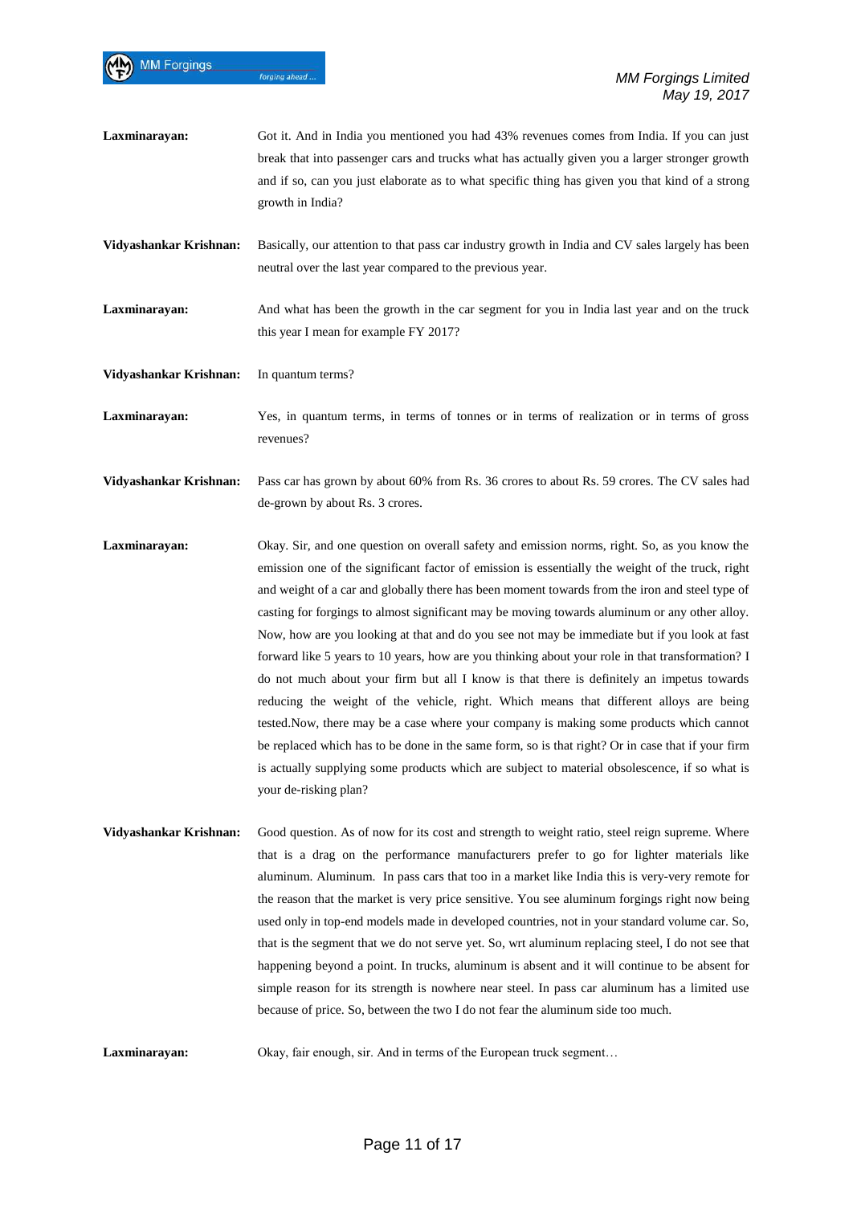**Laxminarayan:** Got it. And in India you mentioned you had 43% revenues comes from India. If you can just break that into passenger cars and trucks what has actually given you a larger stronger growth and if so, can you just elaborate as to what specific thing has given you that kind of a strong growth in India?

**Vidyashankar Krishnan:** Basically, our attention to that pass car industry growth in India and CV sales largely has been neutral over the last year compared to the previous year.

**Laxminarayan:** And what has been the growth in the car segment for you in India last year and on the truck this year I mean for example FY 2017?

**Vidyashankar Krishnan:** In quantum terms?

**Laxminarayan:** Yes, in quantum terms, in terms of tonnes or in terms of realization or in terms of gross revenues?

**Vidyashankar Krishnan:** Pass car has grown by about 60% from Rs. 36 crores to about Rs. 59 crores. The CV sales had de-grown by about Rs. 3 crores.

**Laxminarayan:** Okay. Sir, and one question on overall safety and emission norms, right. So, as you know the emission one of the significant factor of emission is essentially the weight of the truck, right and weight of a car and globally there has been moment towards from the iron and steel type of casting for forgings to almost significant may be moving towards aluminum or any other alloy. Now, how are you looking at that and do you see not may be immediate but if you look at fast forward like 5 years to 10 years, how are you thinking about your role in that transformation? I do not much about your firm but all I know is that there is definitely an impetus towards reducing the weight of the vehicle, right. Which means that different alloys are being tested.Now, there may be a case where your company is making some products which cannot be replaced which has to be done in the same form, so is that right? Or in case that if your firm is actually supplying some products which are subject to material obsolescence, if so what is your de-risking plan?

**Vidyashankar Krishnan:** Good question. As of now for its cost and strength to weight ratio, steel reign supreme. Where that is a drag on the performance manufacturers prefer to go for lighter materials like aluminum. Aluminum. In pass cars that too in a market like India this is very-very remote for the reason that the market is very price sensitive. You see aluminum forgings right now being used only in top-end models made in developed countries, not in your standard volume car. So, that is the segment that we do not serve yet. So, wrt aluminum replacing steel, I do not see that happening beyond a point. In trucks, aluminum is absent and it will continue to be absent for simple reason for its strength is nowhere near steel. In pass car aluminum has a limited use because of price. So, between the two I do not fear the aluminum side too much.

**Laxminarayan:** Okay, fair enough, sir. And in terms of the European truck segment…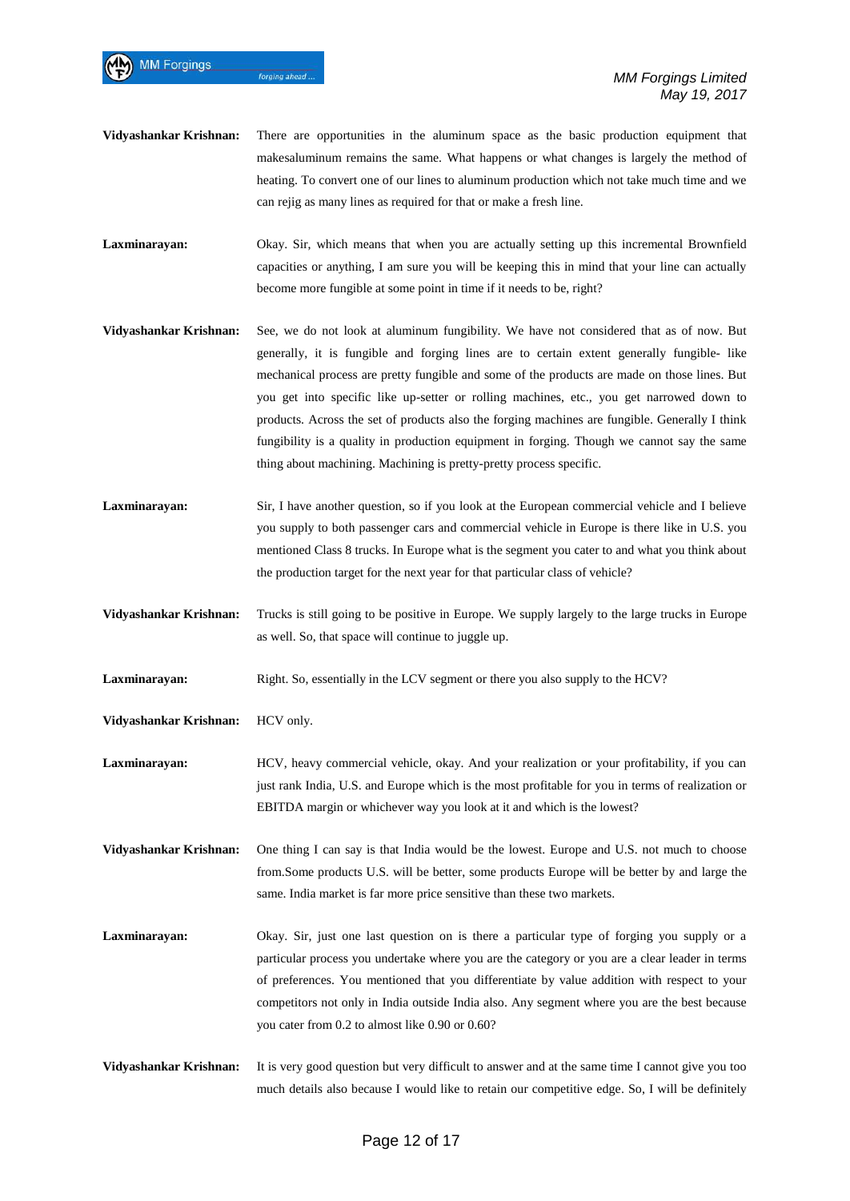**Vidyashankar Krishnan:** There are opportunities in the aluminum space as the basic production equipment that makesaluminum remains the same. What happens or what changes is largely the method of heating. To convert one of our lines to aluminum production which not take much time and we can rejig as many lines as required for that or make a fresh line.

**Laxminarayan:** Okay. Sir, which means that when you are actually setting up this incremental Brownfield capacities or anything, I am sure you will be keeping this in mind that your line can actually become more fungible at some point in time if it needs to be, right?

**Vidyashankar Krishnan:** See, we do not look at aluminum fungibility. We have not considered that as of now. But generally, it is fungible and forging lines are to certain extent generally fungible- like mechanical process are pretty fungible and some of the products are made on those lines. But you get into specific like up-setter or rolling machines, etc., you get narrowed down to products. Across the set of products also the forging machines are fungible. Generally I think fungibility is a quality in production equipment in forging. Though we cannot say the same thing about machining. Machining is pretty-pretty process specific.

**Laxminarayan:** Sir, I have another question, so if you look at the European commercial vehicle and I believe you supply to both passenger cars and commercial vehicle in Europe is there like in U.S. you mentioned Class 8 trucks. In Europe what is the segment you cater to and what you think about the production target for the next year for that particular class of vehicle?

**Vidyashankar Krishnan:** Trucks is still going to be positive in Europe. We supply largely to the large trucks in Europe as well. So, that space will continue to juggle up.

**Laxminarayan:** Right. So, essentially in the LCV segment or there you also supply to the HCV?

**Vidyashankar Krishnan:** HCV only.

**Laxminarayan:** HCV, heavy commercial vehicle, okay. And your realization or your profitability, if you can just rank India, U.S. and Europe which is the most profitable for you in terms of realization or EBITDA margin or whichever way you look at it and which is the lowest?

**Vidyashankar Krishnan:** One thing I can say is that India would be the lowest. Europe and U.S. not much to choose from.Some products U.S. will be better, some products Europe will be better by and large the same. India market is far more price sensitive than these two markets.

**Laxminarayan:** Okay. Sir, just one last question on is there a particular type of forging you supply or a particular process you undertake where you are the category or you are a clear leader in terms of preferences. You mentioned that you differentiate by value addition with respect to your competitors not only in India outside India also. Any segment where you are the best because you cater from 0.2 to almost like 0.90 or 0.60?

**Vidyashankar Krishnan:** It is very good question but very difficult to answer and at the same time I cannot give you too much details also because I would like to retain our competitive edge. So, I will be definitely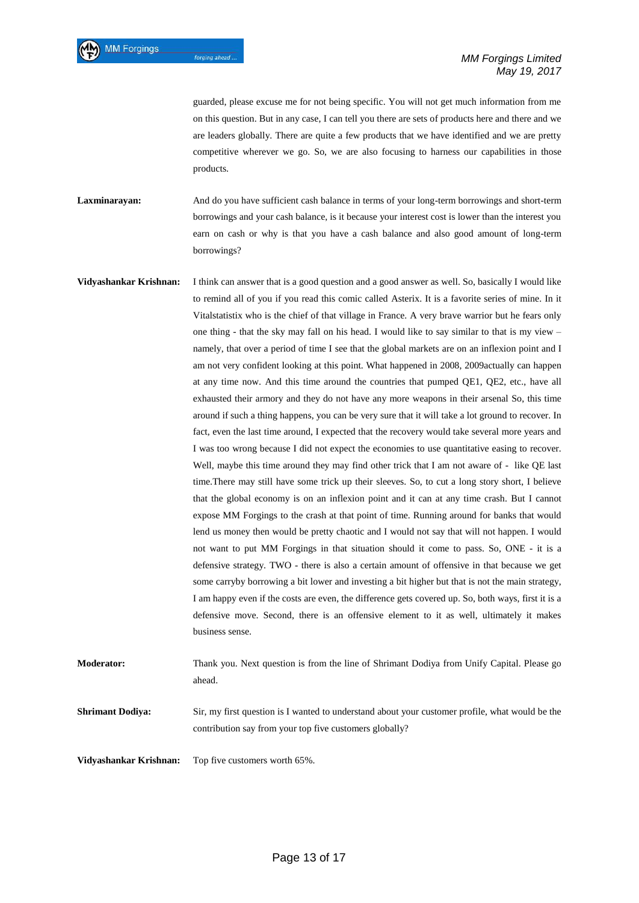guarded, please excuse me for not being specific. You will not get much information from me on this question. But in any case, I can tell you there are sets of products here and there and we are leaders globally. There are quite a few products that we have identified and we are pretty competitive wherever we go. So, we are also focusing to harness our capabilities in those products.

**Laxminarayan:** And do you have sufficient cash balance in terms of your long-term borrowings and short-term borrowings and your cash balance, is it because your interest cost is lower than the interest you earn on cash or why is that you have a cash balance and also good amount of long-term borrowings?

**Vidyashankar Krishnan:** I think can answer that is a good question and a good answer as well. So, basically I would like to remind all of you if you read this comic called Asterix. It is a favorite series of mine. In it Vitalstatistix who is the chief of that village in France. A very brave warrior but he fears only one thing - that the sky may fall on his head. I would like to say similar to that is my view – namely, that over a period of time I see that the global markets are on an inflexion point and I am not very confident looking at this point. What happened in 2008, 2009actually can happen at any time now. And this time around the countries that pumped QE1, QE2, etc., have all exhausted their armory and they do not have any more weapons in their arsenal So, this time around if such a thing happens, you can be very sure that it will take a lot ground to recover. In fact, even the last time around, I expected that the recovery would take several more years and I was too wrong because I did not expect the economies to use quantitative easing to recover. Well, maybe this time around they may find other trick that I am not aware of - like QE last time.There may still have some trick up their sleeves. So, to cut a long story short, I believe that the global economy is on an inflexion point and it can at any time crash. But I cannot expose MM Forgings to the crash at that point of time. Running around for banks that would lend us money then would be pretty chaotic and I would not say that will not happen. I would not want to put MM Forgings in that situation should it come to pass. So, ONE - it is a defensive strategy. TWO - there is also a certain amount of offensive in that because we get some carryby borrowing a bit lower and investing a bit higher but that is not the main strategy, I am happy even if the costs are even, the difference gets covered up. So, both ways, first it is a defensive move. Second, there is an offensive element to it as well, ultimately it makes business sense.

**Moderator:** Thank you. Next question is from the line of Shrimant Dodiya from Unify Capital. Please go ahead.

**Shrimant Dodiya:** Sir, my first question is I wanted to understand about your customer profile, what would be the contribution say from your top five customers globally?

**Vidyashankar Krishnan:** Top five customers worth 65%.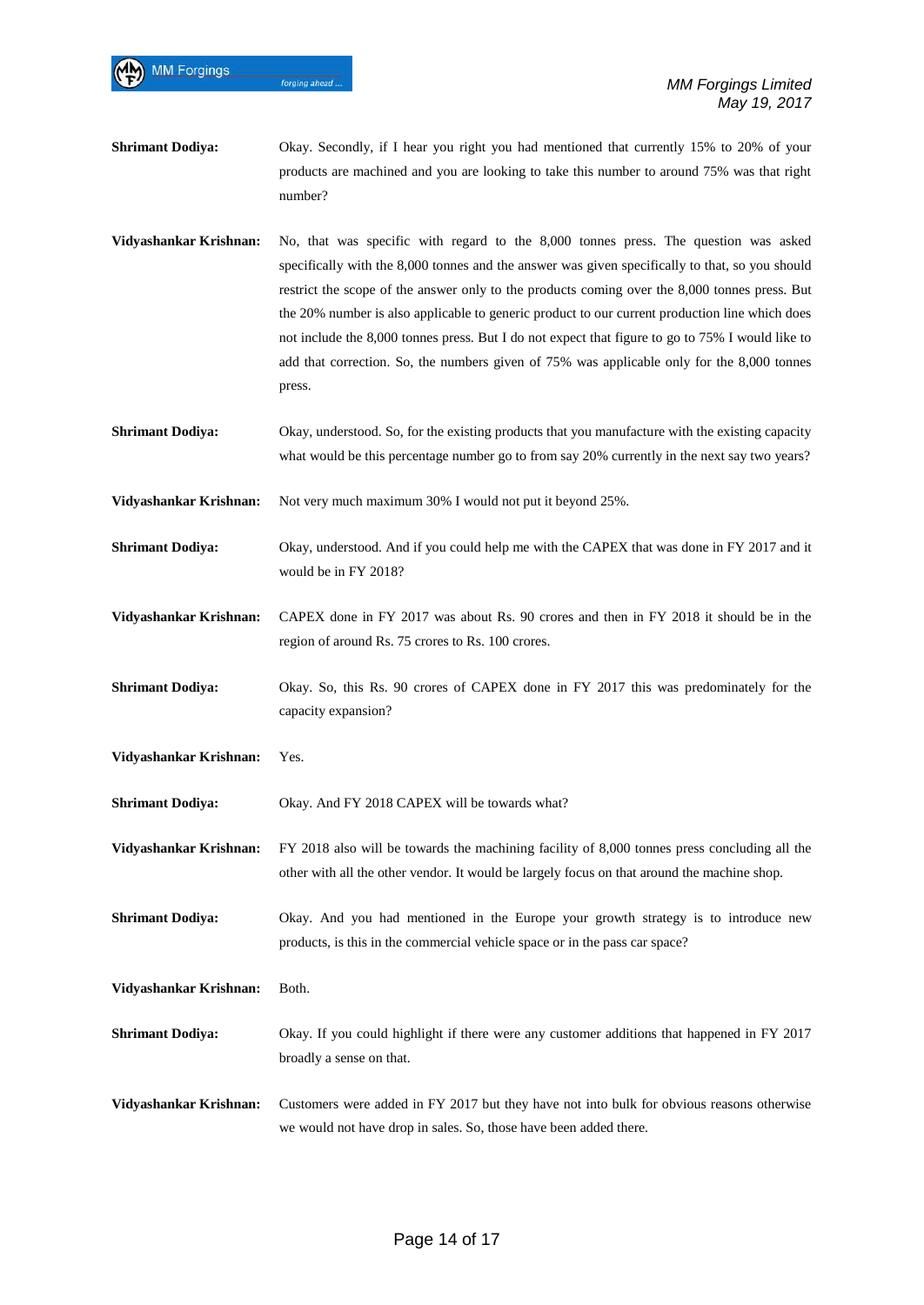**Shrimant Dodiya:** Okay. Secondly, if I hear you right you had mentioned that currently 15% to 20% of your products are machined and you are looking to take this number to around 75% was that right number?

**Vidyashankar Krishnan:** No, that was specific with regard to the 8,000 tonnes press. The question was asked specifically with the 8,000 tonnes and the answer was given specifically to that, so you should restrict the scope of the answer only to the products coming over the 8,000 tonnes press. But the 20% number is also applicable to generic product to our current production line which does not include the 8,000 tonnes press. But I do not expect that figure to go to 75% I would like to add that correction. So, the numbers given of 75% was applicable only for the 8,000 tonnes press.

**Shrimant Dodiya:** Okay, understood. So, for the existing products that you manufacture with the existing capacity what would be this percentage number go to from say 20% currently in the next say two years?

**Vidyashankar Krishnan:** Not very much maximum 30% I would not put it beyond 25%.

**Shrimant Dodiya:** Okay, understood. And if you could help me with the CAPEX that was done in FY 2017 and it would be in FY 2018?

**Vidyashankar Krishnan:** CAPEX done in FY 2017 was about Rs. 90 crores and then in FY 2018 it should be in the region of around Rs. 75 crores to Rs. 100 crores.

**Shrimant Dodiya:** Okay. So, this Rs. 90 crores of CAPEX done in FY 2017 this was predominately for the capacity expansion?

**Vidyashankar Krishnan:** Yes.

**Shrimant Dodiya:** Okay. And FY 2018 CAPEX will be towards what?

**Vidyashankar Krishnan:** FY 2018 also will be towards the machining facility of 8,000 tonnes press concluding all the other with all the other vendor. It would be largely focus on that around the machine shop.

**Shrimant Dodiya:** Okay. And you had mentioned in the Europe your growth strategy is to introduce new products, is this in the commercial vehicle space or in the pass car space?

**Vidyashankar Krishnan:** Both.

**Shrimant Dodiya:** Okay. If you could highlight if there were any customer additions that happened in FY 2017 broadly a sense on that.

**Vidyashankar Krishnan:** Customers were added in FY 2017 but they have not into bulk for obvious reasons otherwise we would not have drop in sales. So, those have been added there.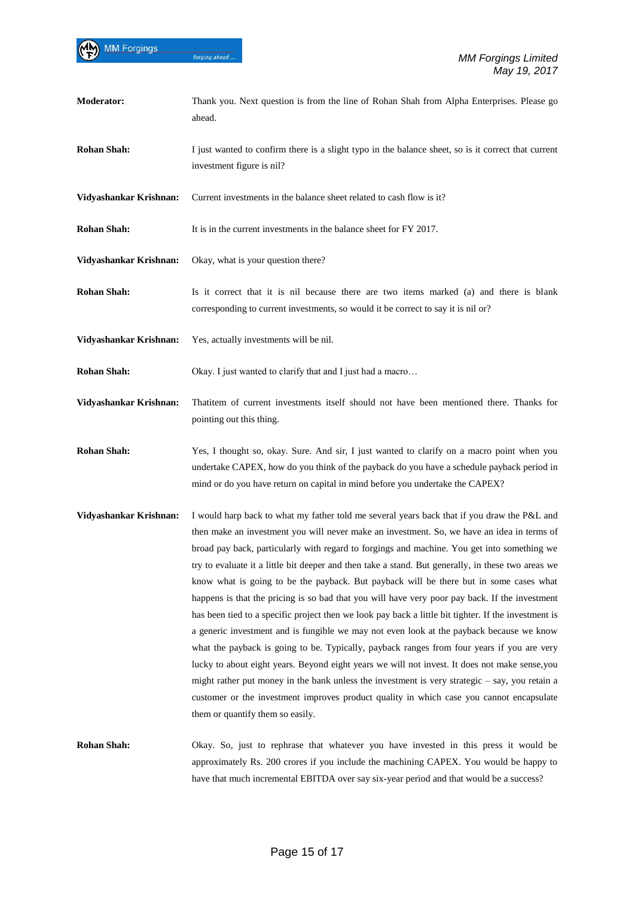**Moderator:** Thank you. Next question is from the line of Rohan Shah from Alpha Enterprises. Please go ahead.

**Rohan Shah:** I just wanted to confirm there is a slight typo in the balance sheet, so is it correct that current investment figure is nil?

**Vidyashankar Krishnan:** Current investments in the balance sheet related to cash flow is it?

**Rohan Shah:** It is in the current investments in the balance sheet for FY 2017.

**Vidyashankar Krishnan:** Okay, what is your question there?

**Rohan Shah:** Is it correct that it is nil because there are two items marked (a) and there is blank corresponding to current investments, so would it be correct to say it is nil or?

**Vidyashankar Krishnan:** Yes, actually investments will be nil.

**Rohan Shah:** Okay. I just wanted to clarify that and I just had a macro…

**Vidyashankar Krishnan:** Thatitem of current investments itself should not have been mentioned there. Thanks for pointing out this thing.

**Rohan Shah:** Yes, I thought so, okay. Sure. And sir, I just wanted to clarify on a macro point when you undertake CAPEX, how do you think of the payback do you have a schedule payback period in mind or do you have return on capital in mind before you undertake the CAPEX?

**Vidyashankar Krishnan:** I would harp back to what my father told me several years back that if you draw the P&L and then make an investment you will never make an investment. So, we have an idea in terms of broad pay back, particularly with regard to forgings and machine. You get into something we try to evaluate it a little bit deeper and then take a stand. But generally, in these two areas we know what is going to be the payback. But payback will be there but in some cases what happens is that the pricing is so bad that you will have very poor pay back. If the investment has been tied to a specific project then we look pay back a little bit tighter. If the investment is a generic investment and is fungible we may not even look at the payback because we know what the payback is going to be. Typically, payback ranges from four years if you are very lucky to about eight years. Beyond eight years we will not invest. It does not make sense,you might rather put money in the bank unless the investment is very strategic – say, you retain a customer or the investment improves product quality in which case you cannot encapsulate them or quantify them so easily.

**Rohan Shah:** Okay. So, just to rephrase that whatever you have invested in this press it would be approximately Rs. 200 crores if you include the machining CAPEX. You would be happy to have that much incremental EBITDA over say six-year period and that would be a success?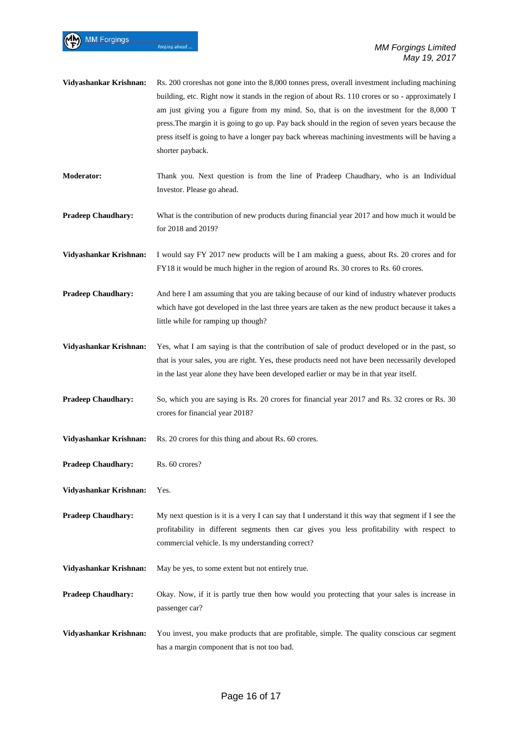**Vidyashankar Krishnan:** Rs. 200 croreshas not gone into the 8,000 tonnes press, overall investment including machining building, etc. Right now it stands in the region of about Rs. 110 crores or so - approximately I am just giving you a figure from my mind. So, that is on the investment for the 8,000 T press.The margin it is going to go up. Pay back should in the region of seven years because the press itself is going to have a longer pay back whereas machining investments will be having a shorter payback.

**Moderator:** Thank you. Next question is from the line of Pradeep Chaudhary, who is an Individual Investor. Please go ahead.

**Pradeep Chaudhary:** What is the contribution of new products during financial year 2017 and how much it would be for 2018 and 2019?

**Vidyashankar Krishnan:** I would say FY 2017 new products will be I am making a guess, about Rs. 20 crores and for FY18 it would be much higher in the region of around Rs. 30 crores to Rs. 60 crores.

**Pradeep Chaudhary:** And here I am assuming that you are taking because of our kind of industry whatever products which have got developed in the last three years are taken as the new product because it takes a little while for ramping up though?

**Vidyashankar Krishnan:** Yes, what I am saying is that the contribution of sale of product developed or in the past, so that is your sales, you are right. Yes, these products need not have been necessarily developed in the last year alone they have been developed earlier or may be in that year itself.

**Pradeep Chaudhary:** So, which you are saying is Rs. 20 crores for financial year 2017 and Rs. 32 crores or Rs. 30 crores for financial year 2018?

**Vidyashankar Krishnan:** Rs. 20 crores for this thing and about Rs. 60 crores.

**Pradeep Chaudhary:** Rs. 60 crores?

**Vidyashankar Krishnan:** Yes.

**Pradeep Chaudhary:** My next question is it is a very I can say that I understand it this way that segment if I see the profitability in different segments then car gives you less profitability with respect to commercial vehicle. Is my understanding correct?

**Vidyashankar Krishnan:** May be yes, to some extent but not entirely true.

**Pradeep Chaudhary:** Okay. Now, if it is partly true then how would you protecting that your sales is increase in passenger car?

**Vidyashankar Krishnan:** You invest, you make products that are profitable, simple. The quality conscious car segment has a margin component that is not too bad.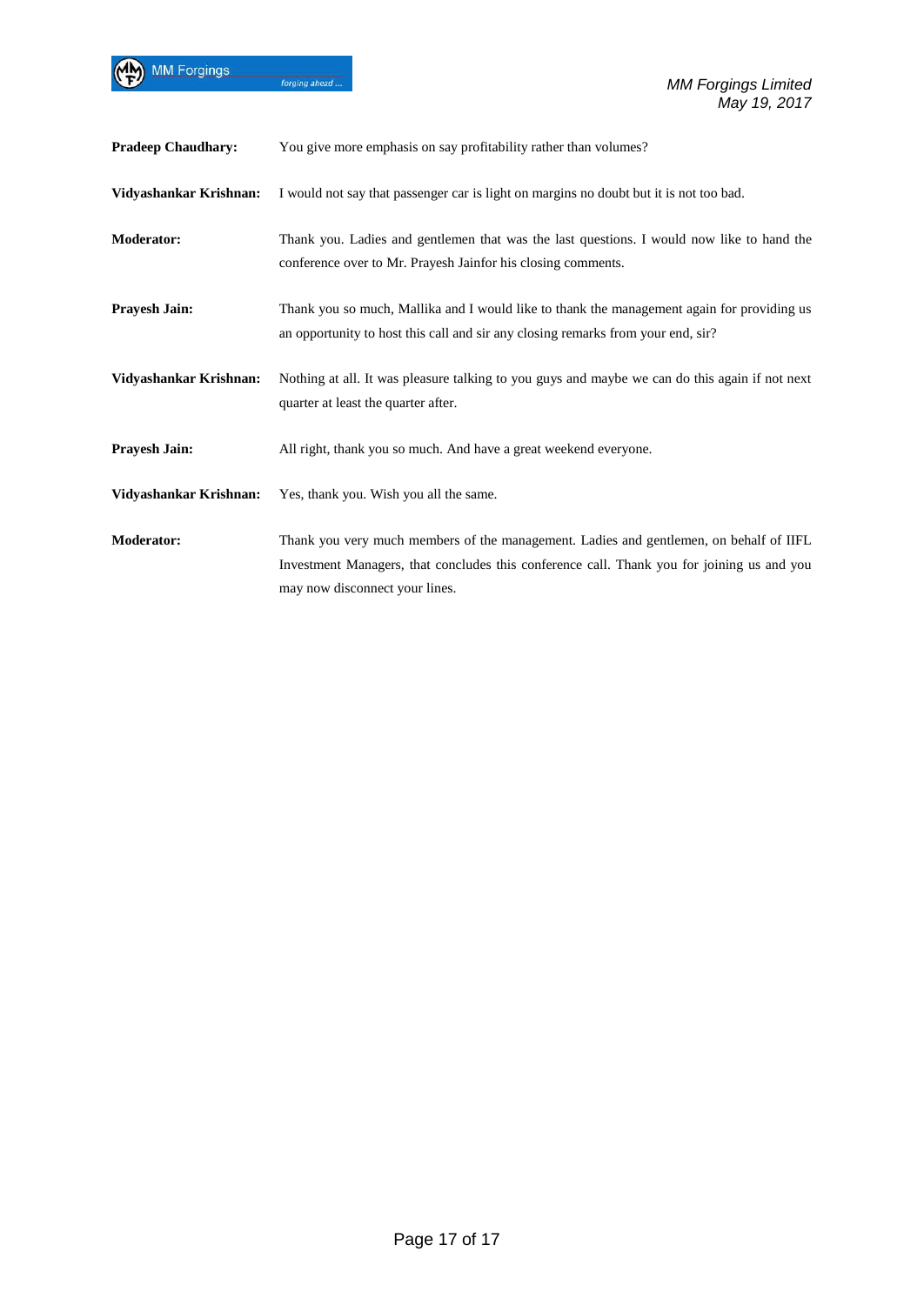**Pradeep Chaudhary:** You give more emphasis on say profitability rather than volumes?

**Vidyashankar Krishnan:** I would not say that passenger car is light on margins no doubt but it is not too bad.

**Moderator:** Thank you. Ladies and gentlemen that was the last questions. I would now like to hand the conference over to Mr. Prayesh Jainfor his closing comments.

**Prayesh Jain:** Thank you so much, Mallika and I would like to thank the management again for providing us an opportunity to host this call and sir any closing remarks from your end, sir?

**Vidyashankar Krishnan:** Nothing at all. It was pleasure talking to you guys and maybe we can do this again if not next quarter at least the quarter after.

**Prayesh Jain:** All right, thank you so much. And have a great weekend everyone.

**Vidyashankar Krishnan:** Yes, thank you. Wish you all the same.

**Moderator:** Thank you very much members of the management. Ladies and gentlemen, on behalf of IIFL Investment Managers, that concludes this conference call. Thank you for joining us and you may now disconnect your lines.